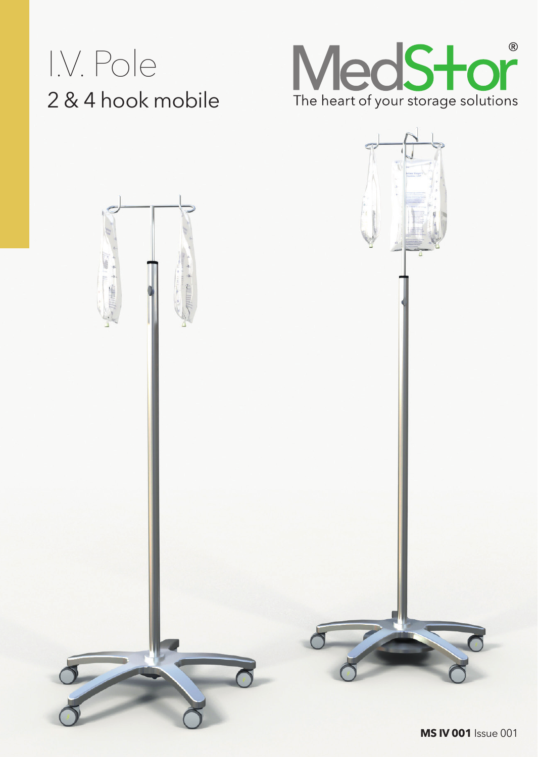# I.V. Pole

## 2 & 4 hook mobile

MedStor®

The heart of your storage solutions

**MS IV 001** Issue 001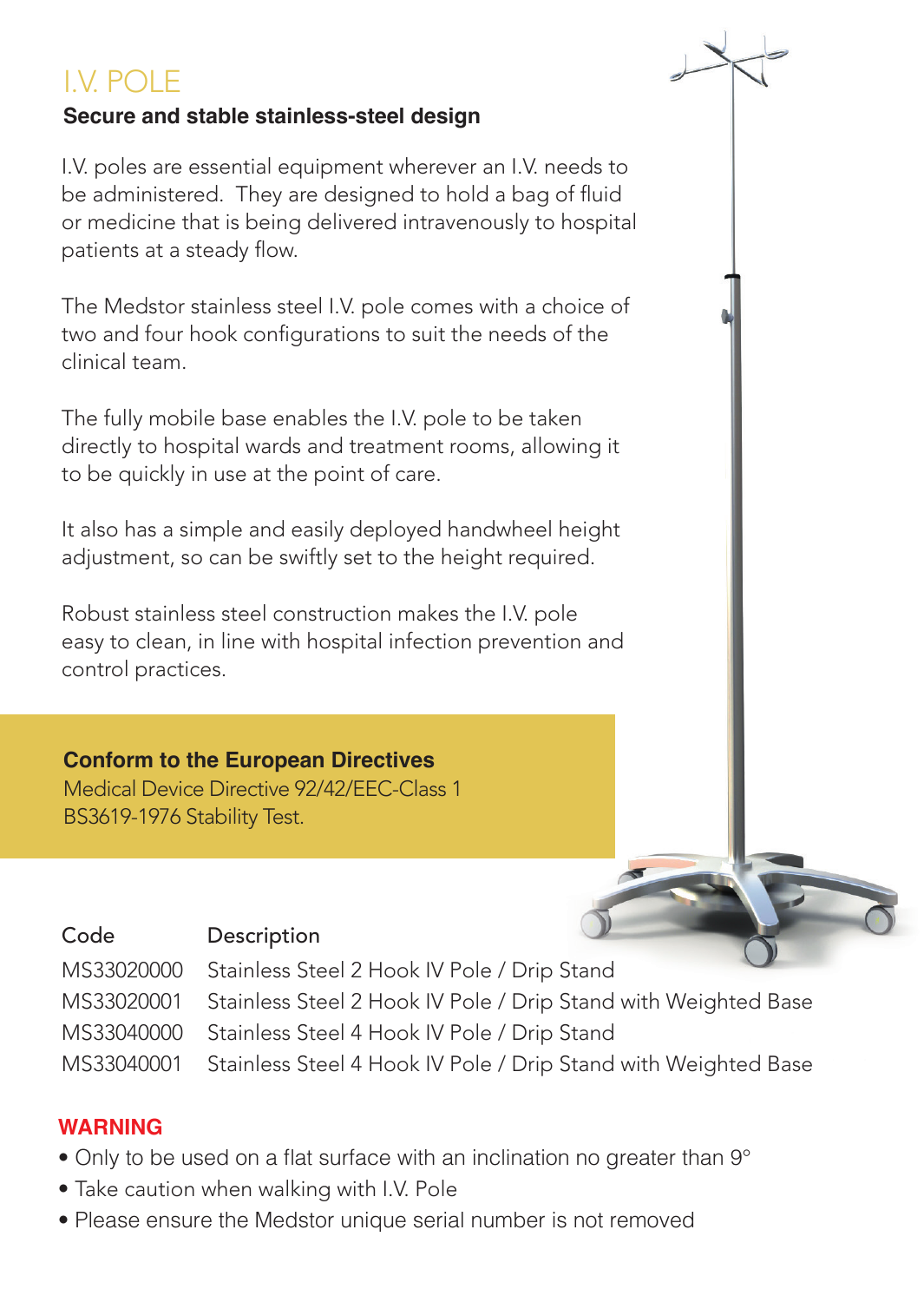# I.V. POLE

**Secure and stable stainless-steel design**

I.V. poles are essential equipment wherever an I.V. needs to be administered. They are designed to hold a bag of fluid or medicine that is being delivered intravenously to hospital patients at a steady flow.

The Medstor stainless steel I.V. pole comes with a choice of two and four hook configurations to suit the needs of the clinical team.

The fully mobile base enables the I.V. pole to be taken directly to hospital wards and treatment rooms, allowing it to be quickly in use at the point of care.

It also has a simple and easily deployed handwheel height adjustment, so can be swiftly set to the height required.

Robust stainless steel construction makes the I.V. pole easy to clean, in line with hospital infection prevention and control practices.

**Conform to the European Directives**
Medical Device Directive 92/42/EEC-Class 1
BS3619-1976 Stability Test.

| Code | Description |
|---|---|
| MS33020000 | Stainless Steel 2 Hook IV Pole / Drip Stand |
| MS33020001 | Stainless Steel 2 Hook IV Pole / Drip Stand with Weighted Base |
| MS33040000 | Stainless Steel 4 Hook IV Pole / Drip Stand |
| MS33040001 | Stainless Steel 4 Hook IV Pole / Drip Stand with Weighted Base |

**WARNING**

- Only to be used on a flat surface with an inclination no greater than 9°
- Take caution when walking with I.V. Pole
- Please ensure the Medstor unique serial number is not removed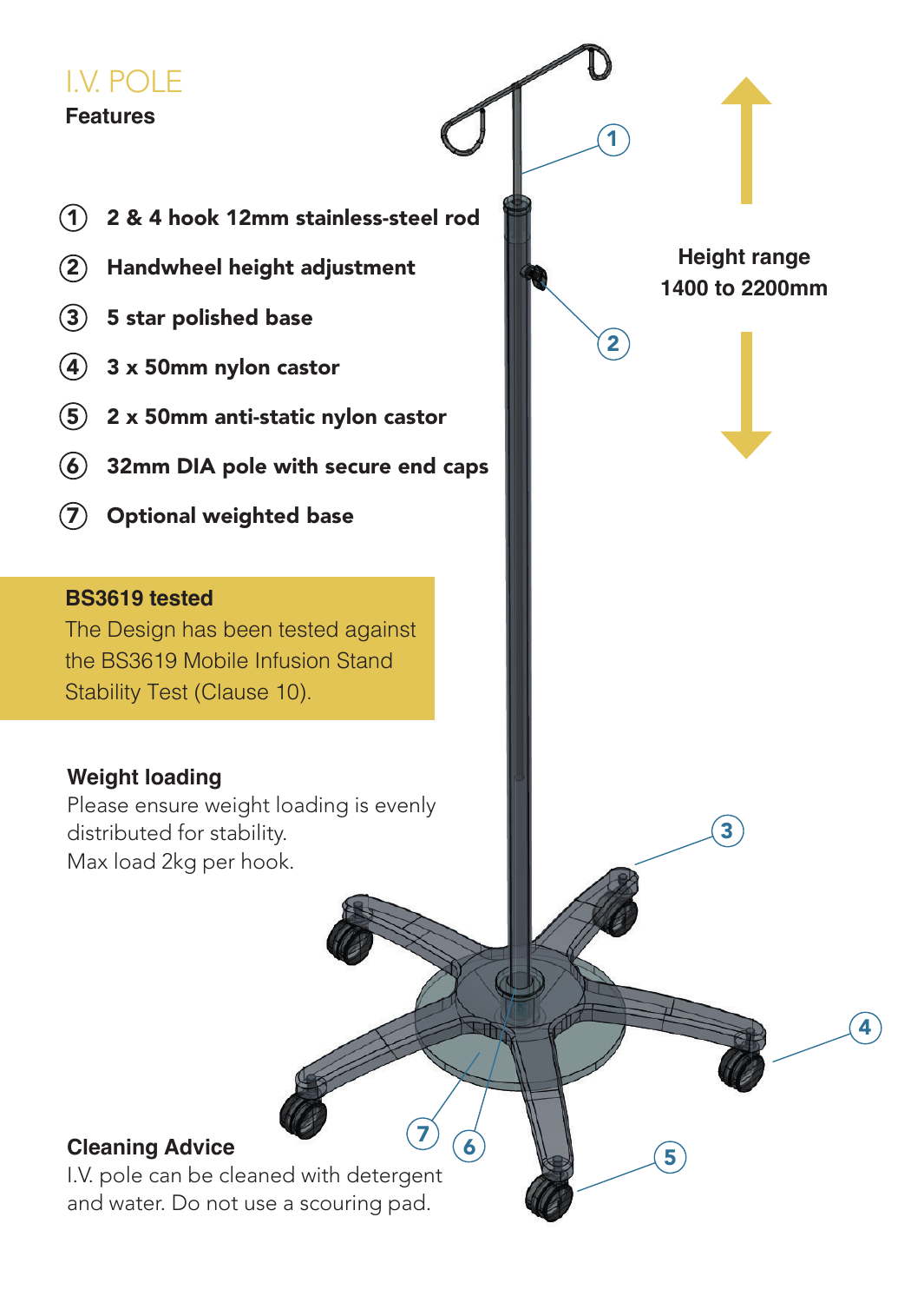# I.V. POLE

## Features

1. 2 & 4 hook 12mm stainless-steel rod
2. Handwheel height adjustment
3. 5 star polished base
4. 3 x 50mm nylon castor
5. 2 x 50mm anti-static nylon castor
6. 32mm DIA pole with secure end caps
7. Optional weighted base

**Height range**
**1400 to 2200mm**

### BS3619 tested

The Design has been tested against the BS3619 Mobile Infusion Stand Stability Test (Clause 10).

### Weight loading

Please ensure weight loading is evenly distributed for stability.
Max load 2kg per hook.

### Cleaning Advice

I.V. pole can be cleaned with detergent and water. Do not use a scouring pad.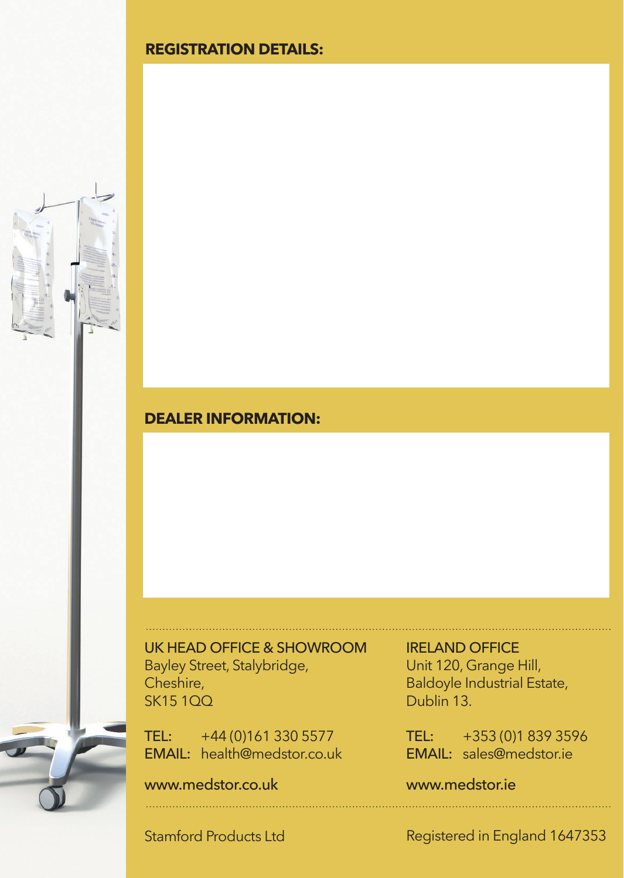## REGISTRATION DETAILS:

## DEALER INFORMATION:

**UK HEAD OFFICE & SHOWROOM**
Bayley Street, Stalybridge,
Cheshire,
SK15 1QQ

**TEL:** +44 (0)161 330 5577
**EMAIL:** health@medstor.co.uk

www.medstor.co.uk

**IRELAND OFFICE**
Unit 120, Grange Hill,
Baldoyle Industrial Estate,
Dublin 13.

**TEL:** +353 (0)1 839 3596
**EMAIL:** sales@medstor.ie

www.medstor.ie

Stamford Products Ltd

Registered in England 1647353